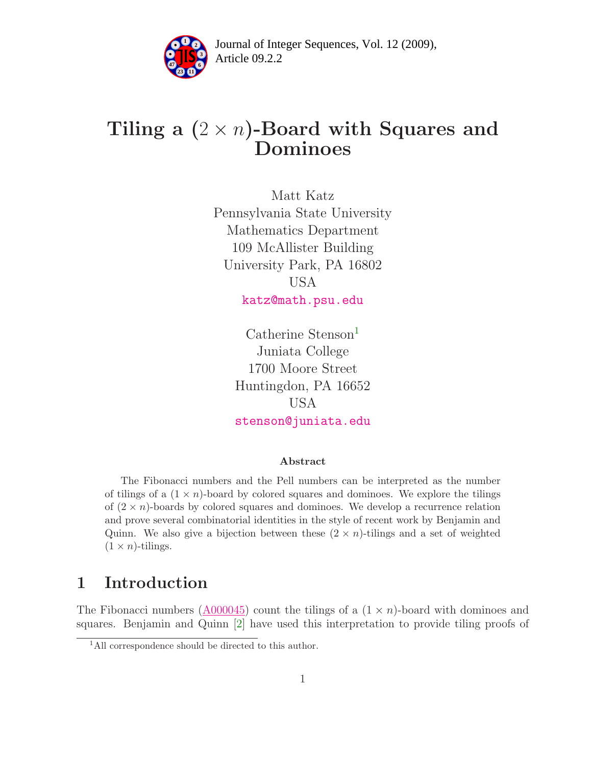# Tiling a $(2 \times n)$-Board with Squares and Dominoes

Matt Katz
Pennsylvania State University
Mathematics Department
109 McAllister Building
University Park, PA 16802
USA
katz@math.psu.edu

Catherine Stenson[1]
Juniata College
1700 Moore Street
Huntingdon, PA 16652
USA
stenson@juniata.edu

### Abstract

The Fibonacci numbers and the Pell numbers can be interpreted as the number of tilings of a $(1 \times n)$-board by colored squares and dominoes. We explore the tilings of $(2 \times n)$-boards by colored squares and dominoes. We develop a recurrence relation and prove several combinatorial identities in the style of recent work by Benjamin and Quinn. We also give a bijection between these $(2 \times n)$-tilings and a set of weighted $(1 \times n)$-tilings.

## 1 Introduction

The Fibonacci numbers (A000045) count the tilings of a $(1 \times n)$-board with dominoes and squares. Benjamin and Quinn [2] have used this interpretation to provide tiling proofs of

[1] All correspondence should be directed to this author.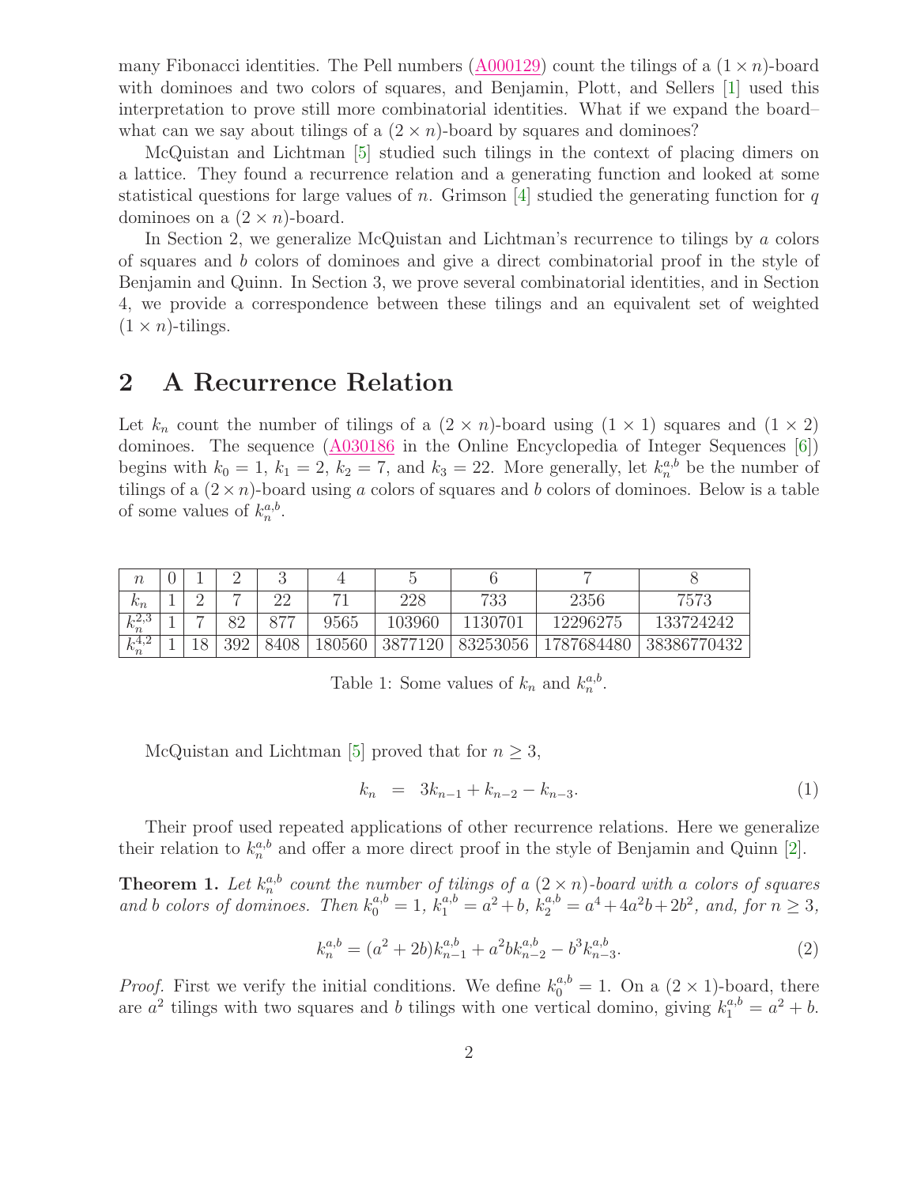many Fibonacci identities. The Pell numbers (A000129) count the tilings of a $(1 \times n)$-board with dominoes and two colors of squares, and Benjamin, Plott, and Sellers [1] used this interpretation to prove still more combinatorial identities. What if we expand the board–what can we say about tilings of a $(2 \times n)$-board by squares and dominoes?

McQuistan and Lichtman [5] studied such tilings in the context of placing dimers on a lattice. They found a recurrence relation and a generating function and looked at some statistical questions for large values of $n$. Grimson [4] studied the generating function for $q$ dominoes on a $(2 \times n)$-board.

In Section 2, we generalize McQuistan and Lichtman's recurrence to tilings by $a$ colors of squares and $b$ colors of dominoes and give a direct combinatorial proof in the style of Benjamin and Quinn. In Section 3, we prove several combinatorial identities, and in Section 4, we provide a correspondence between these tilings and an equivalent set of weighted $(1 \times n)$-tilings.

## 2 A Recurrence Relation

Let $k_n$ count the number of tilings of a $(2 \times n)$-board using $(1 \times 1)$ squares and $(1 \times 2)$ dominoes. The sequence (A030186 in the Online Encyclopedia of Integer Sequences [6]) begins with $k_0 = 1$, $k_1 = 2$, $k_2 = 7$, and $k_3 = 22$. More generally, let $k_n^{a,b}$ be the number of tilings of a $(2 \times n)$-board using $a$ colors of squares and $b$ colors of dominoes. Below is a table of some values of $k_n^{a,b}$.

| $n$ | 0 | 1 | 2 | 3 | 4 | 5 | 6 | 7 | 8 |
|---|---|---|---|---|---|---|---|---|---|
| $k_n$ | 1 | 2 | 7 | 22 | 71 | 228 | 733 | 2356 | 7573 |
| $k_n^{2,3}$ | 1 | 7 | 82 | 877 | 9565 | 103960 | 1130701 | 12296275 | 133724242 |
| $k_n^{4,2}$ | 1 | 18 | 392 | 8408 | 180560 | 3877120 | 83253056 | 1787684480 | 38386770432 |

Table 1: Some values of $k_n$ and $k_n^{a,b}$.

McQuistan and Lichtman [5] proved that for $n \geq 3$,

$$k_n = 3k_{n-1} + k_{n-2} - k_{n-3}. \tag{1}$$

Their proof used repeated applications of other recurrence relations. Here we generalize their relation to $k_n^{a,b}$ and offer a more direct proof in the style of Benjamin and Quinn [2].

**Theorem 1.** *Let $k_n^{a,b}$ count the number of tilings of a $(2 \times n)$-board with $a$ colors of squares and $b$ colors of dominoes. Then $k_0^{a,b} = 1$, $k_1^{a,b} = a^2 + b$, $k_2^{a,b} = a^4 + 4a^2b + 2b^2$, and, for $n \geq 3$,*

$$k_n^{a,b} = (a^2 + 2b)k_{n-1}^{a,b} + a^2bk_{n-2}^{a,b} - b^3k_{n-3}^{a,b}. \tag{2}$$

*Proof.* First we verify the initial conditions. We define $k_0^{a,b} = 1$. On a $(2 \times 1)$-board, there are $a^2$ tilings with two squares and $b$ tilings with one vertical domino, giving $k_1^{a,b} = a^2 + b$.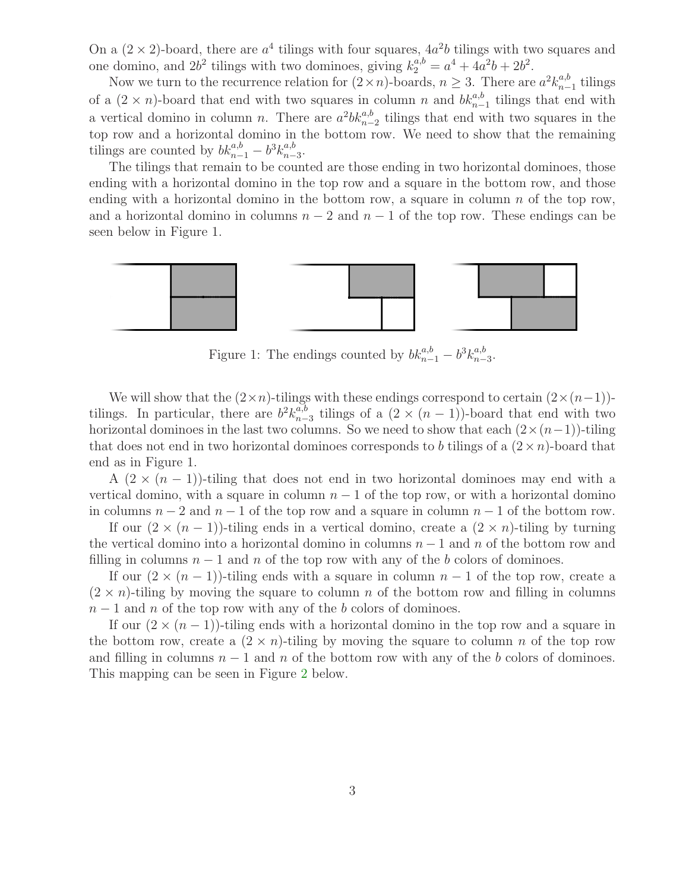On a $(2 \times 2)$-board, there are $a^4$ tilings with four squares, $4a^2b$ tilings with two squares and one domino, and $2b^2$ tilings with two dominoes, giving $k_2^{a,b} = a^4 + 4a^2b + 2b^2$.

Now we turn to the recurrence relation for $(2 \times n)$-boards, $n \geq 3$. There are $a^2 k_{n-1}^{a,b}$ tilings of a $(2 \times n)$-board that end with two squares in column $n$ and $bk_{n-1}^{a,b}$ tilings that end with a vertical domino in column $n$. There are $a^2 b k_{n-2}^{a,b}$ tilings that end with two squares in the top row and a horizontal domino in the bottom row. We need to show that the remaining tilings are counted by $bk_{n-1}^{a,b} - b^3 k_{n-3}^{a,b}$.

The tilings that remain to be counted are those ending in two horizontal dominoes, those ending with a horizontal domino in the top row and a square in the bottom row, and those ending with a horizontal domino in the bottom row, a square in column $n$ of the top row, and a horizontal domino in columns $n-2$ and $n-1$ of the top row. These endings can be seen below in Figure 1.

Figure 1: The endings counted by $bk_{n-1}^{a,b} - b^3 k_{n-3}^{a,b}$.

We will show that the $(2 \times n)$-tilings with these endings correspond to certain $(2 \times (n-1))$-tilings. In particular, there are $b^2 k_{n-3}^{a,b}$ tilings of a $(2 \times (n-1))$-board that end with two horizontal dominoes in the last two columns. So we need to show that each $(2 \times (n-1))$-tiling that does not end in two horizontal dominoes corresponds to $b$ tilings of a $(2 \times n)$-board that end as in Figure 1.

A $(2 \times (n-1))$-tiling that does not end in two horizontal dominoes may end with a vertical domino, with a square in column $n-1$ of the top row, or with a horizontal domino in columns $n-2$ and $n-1$ of the top row and a square in column $n-1$ of the bottom row.

If our $(2 \times (n-1))$-tiling ends in a vertical domino, create a $(2 \times n)$-tiling by turning the vertical domino into a horizontal domino in columns $n-1$ and $n$ of the bottom row and filling in columns $n-1$ and $n$ of the top row with any of the $b$ colors of dominoes.

If our $(2 \times (n-1))$-tiling ends with a square in column $n-1$ of the top row, create a $(2 \times n)$-tiling by moving the square to column $n$ of the bottom row and filling in columns $n-1$ and $n$ of the top row with any of the $b$ colors of dominoes.

If our $(2 \times (n-1))$-tiling ends with a horizontal domino in the top row and a square in the bottom row, create a $(2 \times n)$-tiling by moving the square to column $n$ of the top row and filling in columns $n-1$ and $n$ of the bottom row with any of the $b$ colors of dominoes. This mapping can be seen in Figure 2 below.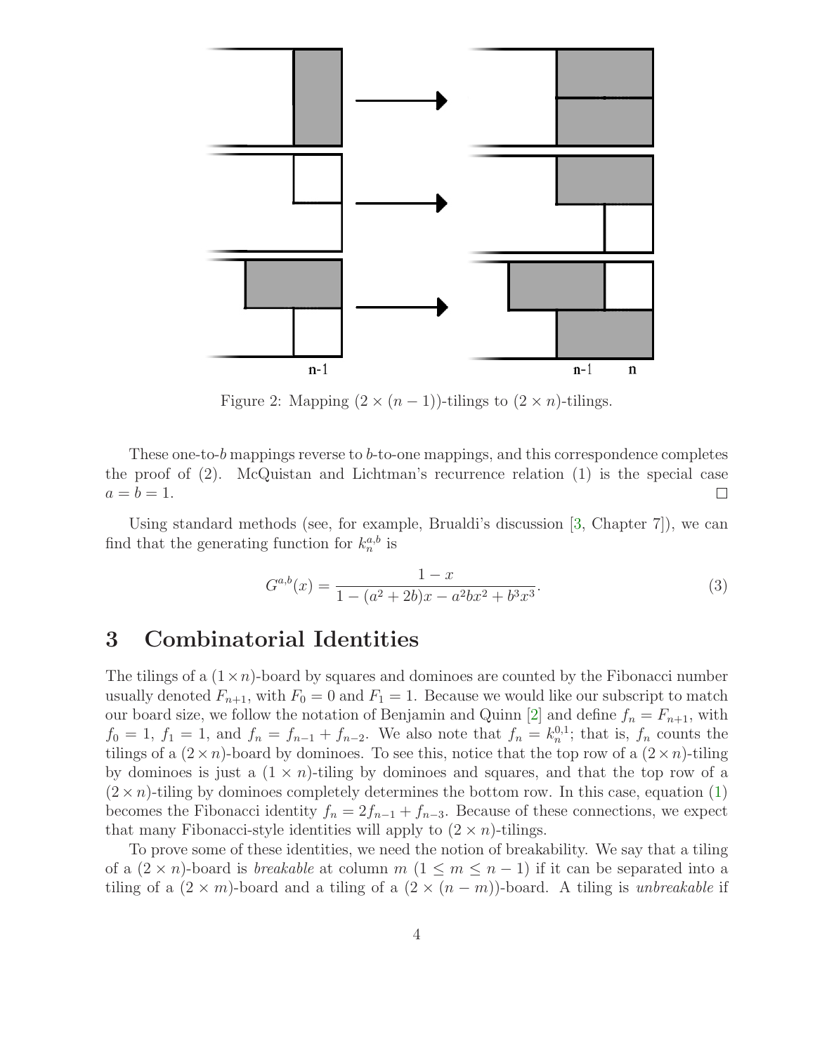Figure 2: Mapping $(2 \times (n-1))$-tilings to $(2 \times n)$-tilings.

These one-to-$b$ mappings reverse to $b$-to-one mappings, and this correspondence completes the proof of (2). McQuistan and Lichtman's recurrence relation (1) is the special case $a = b = 1$. □

Using standard methods (see, for example, Brualdi's discussion [3, Chapter 7]), we can find that the generating function for $k_n^{a,b}$ is

$$G^{a,b}(x) = \frac{1-x}{1-(a^2+2b)x - a^2bx^2 + b^3x^3}. \tag{3}$$

## 3 Combinatorial Identities

The tilings of a $(1 \times n)$-board by squares and dominoes are counted by the Fibonacci number usually denoted $F_{n+1}$, with $F_0 = 0$ and $F_1 = 1$. Because we would like our subscript to match our board size, we follow the notation of Benjamin and Quinn [2] and define $f_n = F_{n+1}$, with $f_0 = 1$, $f_1 = 1$, and $f_n = f_{n-1} + f_{n-2}$. We also note that $f_n = k_n^{0,1}$; that is, $f_n$ counts the tilings of a $(2 \times n)$-board by dominoes. To see this, notice that the top row of a $(2 \times n)$-tiling by dominoes is just a $(1 \times n)$-tiling by dominoes and squares, and that the top row of a $(2 \times n)$-tiling by dominoes completely determines the bottom row. In this case, equation (1) becomes the Fibonacci identity $f_n = 2f_{n-1} + f_{n-3}$. Because of these connections, we expect that many Fibonacci-style identities will apply to $(2 \times n)$-tilings.

To prove some of these identities, we need the notion of breakability. We say that a tiling of a $(2 \times n)$-board is *breakable* at column $m$ $(1 \leq m \leq n-1)$ if it can be separated into a tiling of a $(2 \times m)$-board and a tiling of a $(2 \times (n-m))$-board. A tiling is *unbreakable* if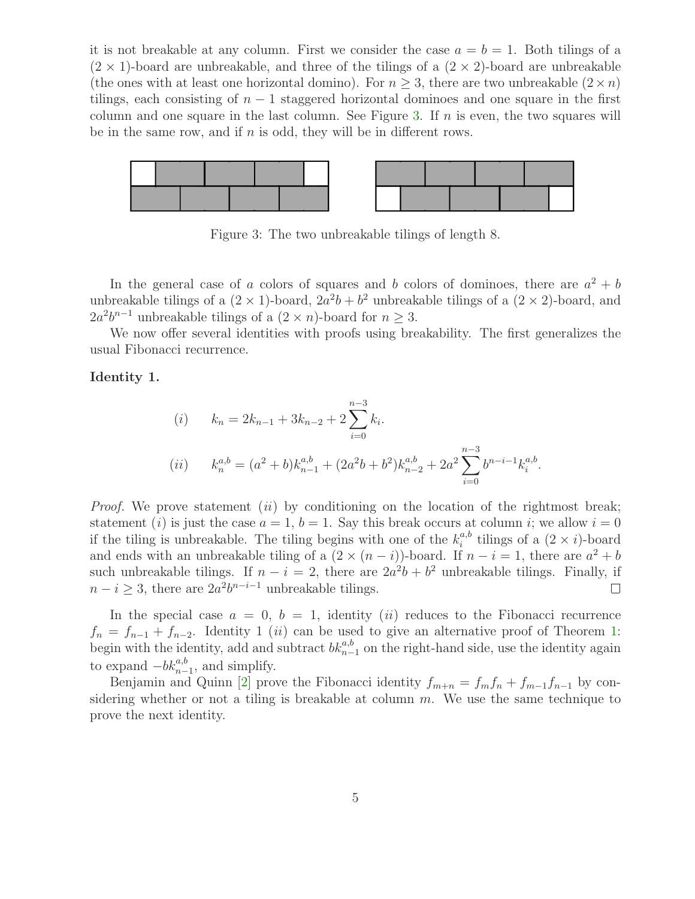it is not breakable at any column. First we consider the case $a = b = 1$. Both tilings of a $(2 \times 1)$-board are unbreakable, and three of the tilings of a $(2 \times 2)$-board are unbreakable (the ones with at least one horizontal domino). For $n \geq 3$, there are two unbreakable $(2 \times n)$ tilings, each consisting of $n - 1$ staggered horizontal dominoes and one square in the first column and one square in the last column. See Figure 3. If $n$ is even, the two squares will be in the same row, and if $n$ is odd, they will be in different rows.

Figure 3: The two unbreakable tilings of length 8.

In the general case of $a$ colors of squares and $b$ colors of dominoes, there are $a^2 + b$ unbreakable tilings of a $(2 \times 1)$-board, $2a^2b + b^2$ unbreakable tilings of a $(2 \times 2)$-board, and $2a^2b^{n-1}$ unbreakable tilings of a $(2 \times n)$-board for $n \geq 3$.

We now offer several identities with proofs using breakability. The first generalizes the usual Fibonacci recurrence.

**Identity 1.**

$$(i) \qquad k_n = 2k_{n-1} + 3k_{n-2} + 2\sum_{i=0}^{n-3} k_i.$$

$$(ii) \qquad k_n^{a,b} = (a^2 + b)k_{n-1}^{a,b} + (2a^2b + b^2)k_{n-2}^{a,b} + 2a^2 \sum_{i=0}^{n-3} b^{n-i-1} k_i^{a,b}.$$

*Proof.* We prove statement $(ii)$ by conditioning on the location of the rightmost break; statement $(i)$ is just the case $a = 1$, $b = 1$. Say this break occurs at column $i$; we allow $i = 0$ if the tiling is unbreakable. The tiling begins with one of the $k_i^{a,b}$ tilings of a $(2 \times i)$-board and ends with an unbreakable tiling of a $(2 \times (n - i))$-board. If $n - i = 1$, there are $a^2 + b$ such unbreakable tilings. If $n - i = 2$, there are $2a^2b + b^2$ unbreakable tilings. Finally, if $n - i \geq 3$, there are $2a^2b^{n-i-1}$ unbreakable tilings. $\square$

In the special case $a = 0$, $b = 1$, identity $(ii)$ reduces to the Fibonacci recurrence $f_n = f_{n-1} + f_{n-2}$. Identity 1 $(ii)$ can be used to give an alternative proof of Theorem 1: begin with the identity, add and subtract $bk_{n-1}^{a,b}$ on the right-hand side, use the identity again to expand $-bk_{n-1}^{a,b}$, and simplify.

Benjamin and Quinn [2] prove the Fibonacci identity $f_{m+n} = f_m f_n + f_{m-1} f_{n-1}$ by considering whether or not a tiling is breakable at column $m$. We use the same technique to prove the next identity.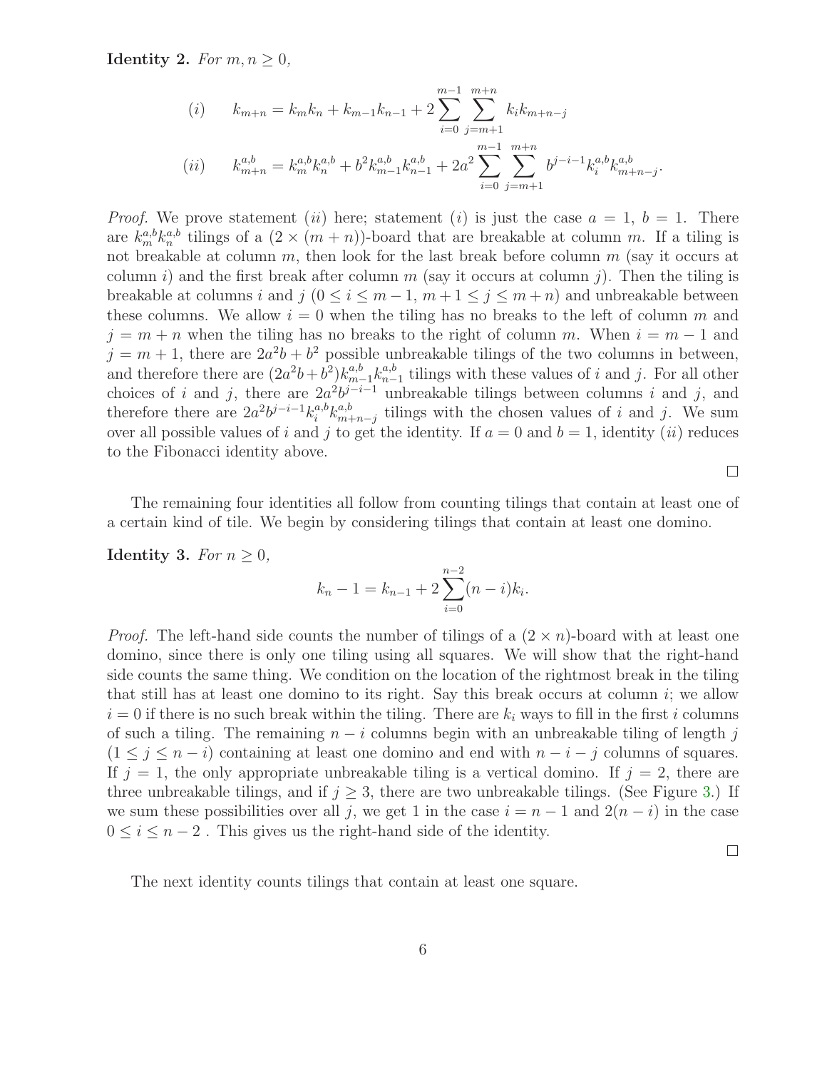**Identity 2.** *For $m, n \geq 0$,*

$$(i) \qquad k_{m+n} = k_m k_n + k_{m-1}k_{n-1} + 2\sum_{i=0}^{m-1}\sum_{j=m+1}^{m+n} k_i k_{m+n-j}$$

$$(ii) \qquad k_{m+n}^{a,b} = k_m^{a,b}k_n^{a,b} + b^2 k_{m-1}^{a,b}k_{n-1}^{a,b} + 2a^2\sum_{i=0}^{m-1}\sum_{j=m+1}^{m+n} b^{j-i-1}k_i^{a,b}k_{m+n-j}^{a,b}.$$

*Proof.* We prove statement $(ii)$ here; statement $(i)$ is just the case $a = 1$, $b = 1$. There are $k_m^{a,b}k_n^{a,b}$ tilings of a $(2 \times (m+n))$-board that are breakable at column $m$. If a tiling is not breakable at column $m$, then look for the last break before column $m$ (say it occurs at column $i$) and the first break after column $m$ (say it occurs at column $j$). Then the tiling is breakable at columns $i$ and $j$ ($0 \leq i \leq m-1$, $m+1 \leq j \leq m+n$) and unbreakable between these columns. We allow $i = 0$ when the tiling has no breaks to the left of column $m$ and $j = m+n$ when the tiling has no breaks to the right of column $m$. When $i = m-1$ and $j = m+1$, there are $2a^2b + b^2$ possible unbreakable tilings of the two columns in between, and therefore there are $(2a^2b+b^2)k_{m-1}^{a,b}k_{n-1}^{a,b}$ tilings with these values of $i$ and $j$. For all other choices of $i$ and $j$, there are $2a^2b^{j-i-1}$ unbreakable tilings between columns $i$ and $j$, and therefore there are $2a^2b^{j-i-1}k_i^{a,b}k_{m+n-j}^{a,b}$ tilings with the chosen values of $i$ and $j$. We sum over all possible values of $i$ and $j$ to get the identity. If $a = 0$ and $b = 1$, identity $(ii)$ reduces to the Fibonacci identity above. □

The remaining four identities all follow from counting tilings that contain at least one of a certain kind of tile. We begin by considering tilings that contain at least one domino.

**Identity 3.** *For $n \geq 0$,*

$$k_n - 1 = k_{n-1} + 2\sum_{i=0}^{n-2}(n-i)k_i.$$

*Proof.* The left-hand side counts the number of tilings of a $(2 \times n)$-board with at least one domino, since there is only one tiling using all squares. We will show that the right-hand side counts the same thing. We condition on the location of the rightmost break in the tiling that still has at least one domino to its right. Say this break occurs at column $i$; we allow $i = 0$ if there is no such break within the tiling. There are $k_i$ ways to fill in the first $i$ columns of such a tiling. The remaining $n - i$ columns begin with an unbreakable tiling of length $j$ ($1 \leq j \leq n-i$) containing at least one domino and end with $n-i-j$ columns of squares. If $j = 1$, the only appropriate unbreakable tiling is a vertical domino. If $j = 2$, there are three unbreakable tilings, and if $j \geq 3$, there are two unbreakable tilings. (See Figure 3.) If we sum these possibilities over all $j$, we get 1 in the case $i = n-1$ and $2(n-i)$ in the case $0 \leq i \leq n-2$ . This gives us the right-hand side of the identity. □

The next identity counts tilings that contain at least one square.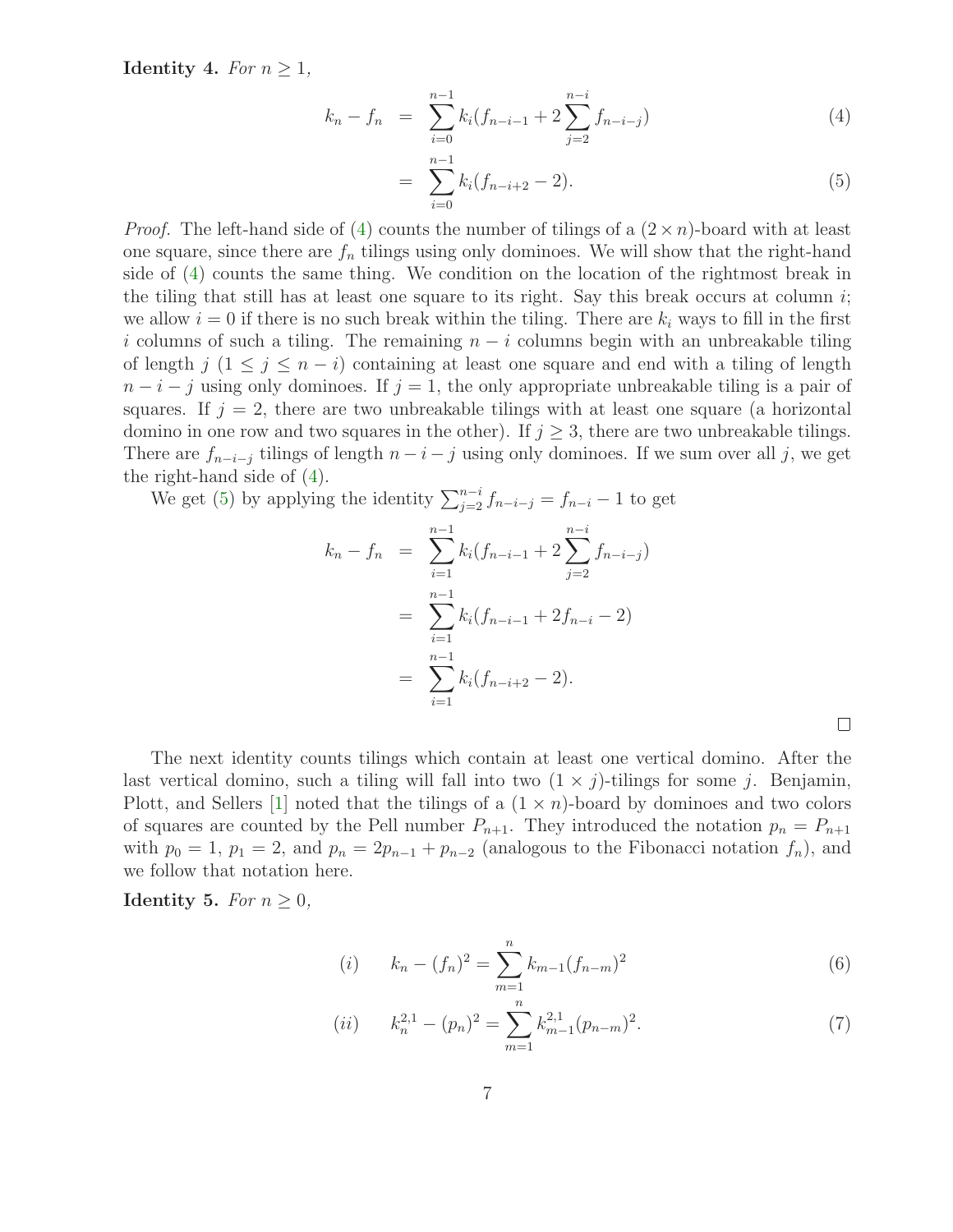**Identity 4.** *For $n \geq 1$,*

$$k_n - f_n = \sum_{i=0}^{n-1} k_i(f_{n-i-1} + 2\sum_{j=2}^{n-i} f_{n-i-j}) \tag{4}$$

$$= \sum_{i=0}^{n-1} k_i(f_{n-i+2} - 2). \tag{5}$$

*Proof.* The left-hand side of (4) counts the number of tilings of a $(2 \times n)$-board with at least one square, since there are $f_n$ tilings using only dominoes. We will show that the right-hand side of (4) counts the same thing. We condition on the location of the rightmost break in the tiling that still has at least one square to its right. Say this break occurs at column $i$; we allow $i = 0$ if there is no such break within the tiling. There are $k_i$ ways to fill in the first $i$ columns of such a tiling. The remaining $n - i$ columns begin with an unbreakable tiling of length $j$ $(1 \leq j \leq n - i)$ containing at least one square and end with a tiling of length $n - i - j$ using only dominoes. If $j = 1$, the only appropriate unbreakable tiling is a pair of squares. If $j = 2$, there are two unbreakable tilings with at least one square (a horizontal domino in one row and two squares in the other). If $j \geq 3$, there are two unbreakable tilings. There are $f_{n-i-j}$ tilings of length $n - i - j$ using only dominoes. If we sum over all $j$, we get the right-hand side of (4).

We get (5) by applying the identity $\sum_{j=2}^{n-i} f_{n-i-j} = f_{n-i} - 1$ to get

$$\begin{aligned}
k_n - f_n &= \sum_{i=1}^{n-1} k_i(f_{n-i-1} + 2\sum_{j=2}^{n-i} f_{n-i-j}) \\
&= \sum_{i=1}^{n-1} k_i(f_{n-i-1} + 2f_{n-i} - 2) \\
&= \sum_{i=1}^{n-1} k_i(f_{n-i+2} - 2).
\end{aligned}$$

□

The next identity counts tilings which contain at least one vertical domino. After the last vertical domino, such a tiling will fall into two $(1 \times j)$-tilings for some $j$. Benjamin, Plott, and Sellers [1] noted that the tilings of a $(1 \times n)$-board by dominoes and two colors of squares are counted by the Pell number $P_{n+1}$. They introduced the notation $p_n = P_{n+1}$ with $p_0 = 1$, $p_1 = 2$, and $p_n = 2p_{n-1} + p_{n-2}$ (analogous to the Fibonacci notation $f_n$), and we follow that notation here.

**Identity 5.** *For $n \geq 0$,*

$$(i) \qquad k_n - (f_n)^2 = \sum_{m=1}^{n} k_{m-1}(f_{n-m})^2 \tag{6}$$

$$(ii) \qquad k_n^{2,1} - (p_n)^2 = \sum_{m=1}^{n} k_{m-1}^{2,1}(p_{n-m})^2. \tag{7}$$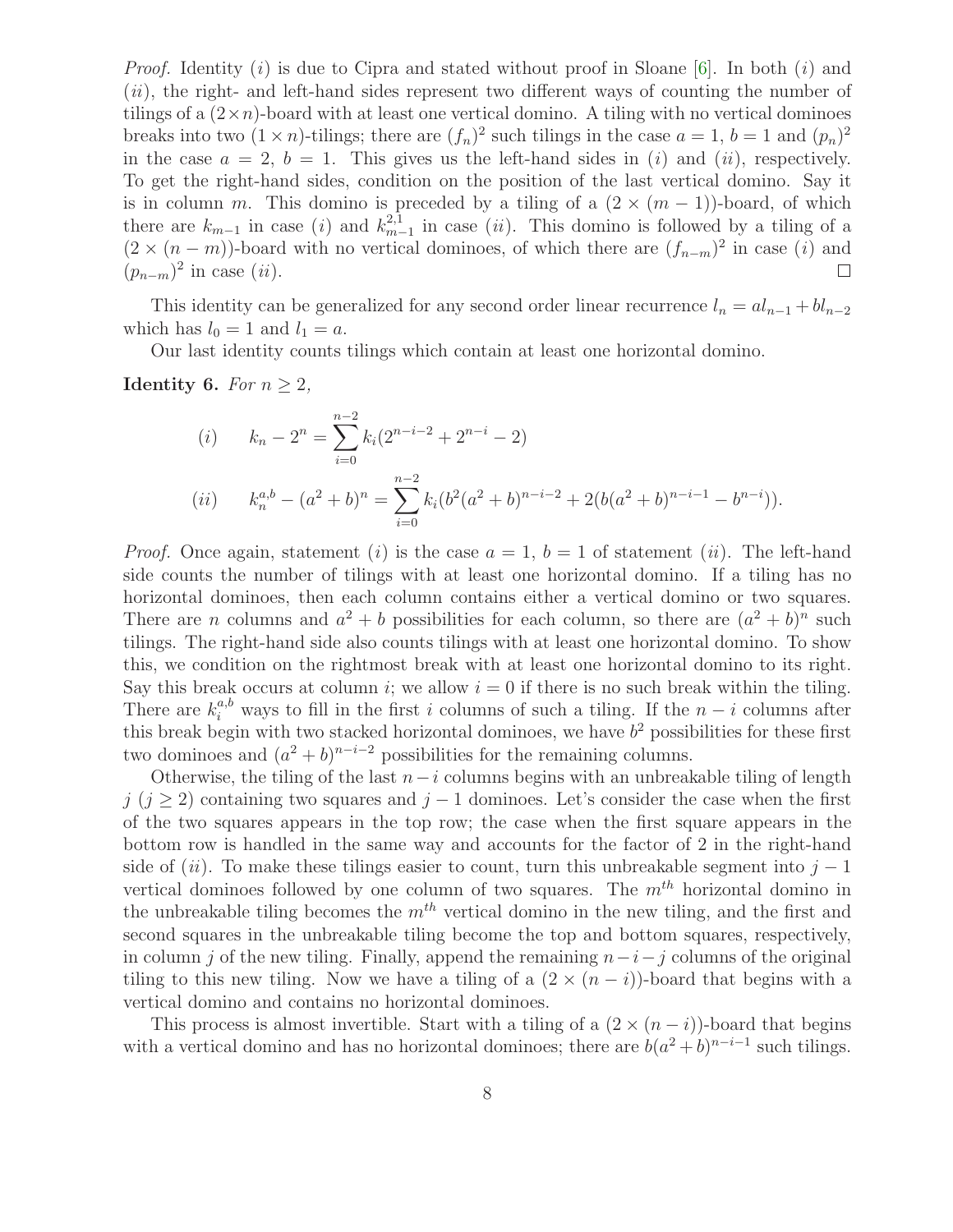*Proof.* Identity $(i)$ is due to Cipra and stated without proof in Sloane [6]. In both $(i)$ and $(ii)$, the right- and left-hand sides represent two different ways of counting the number of tilings of a $(2\times n)$-board with at least one vertical domino. A tiling with no vertical dominoes breaks into two $(1 \times n)$-tilings; there are $(f_n)^2$ such tilings in the case $a = 1$, $b = 1$ and $(p_n)^2$ in the case $a = 2$, $b = 1$. This gives us the left-hand sides in $(i)$ and $(ii)$, respectively. To get the right-hand sides, condition on the position of the last vertical domino. Say it is in column $m$. This domino is preceded by a tiling of a $(2 \times (m-1))$-board, of which there are $k_{m-1}$ in case $(i)$ and $k^{2,1}_{m-1}$ in case $(ii)$. This domino is followed by a tiling of a $(2 \times (n-m))$-board with no vertical dominoes, of which there are $(f_{n-m})^2$ in case $(i)$ and $(p_{n-m})^2$ in case $(ii)$. □

This identity can be generalized for any second order linear recurrence $l_n = al_{n-1} + bl_{n-2}$ which has $l_0 = 1$ and $l_1 = a$.

Our last identity counts tilings which contain at least one horizontal domino.

**Identity 6.** *For $n \geq 2$,*

$$(i) \qquad k_n - 2^n = \sum_{i=0}^{n-2} k_i(2^{n-i-2} + 2^{n-i} - 2)$$

$$(ii) \qquad k^{a,b}_n - (a^2 + b)^n = \sum_{i=0}^{n-2} k_i(b^2(a^2 + b)^{n-i-2} + 2(b(a^2 + b)^{n-i-1} - b^{n-i})).$$

*Proof.* Once again, statement $(i)$ is the case $a = 1$, $b = 1$ of statement $(ii)$. The left-hand side counts the number of tilings with at least one horizontal domino. If a tiling has no horizontal dominoes, then each column contains either a vertical domino or two squares. There are $n$ columns and $a^2 + b$ possibilities for each column, so there are $(a^2 + b)^n$ such tilings. The right-hand side also counts tilings with at least one horizontal domino. To show this, we condition on the rightmost break with at least one horizontal domino to its right. Say this break occurs at column $i$; we allow $i = 0$ if there is no such break within the tiling. There are $k^{a,b}_i$ ways to fill in the first $i$ columns of such a tiling. If the $n - i$ columns after this break begin with two stacked horizontal dominoes, we have $b^2$ possibilities for these first two dominoes and $(a^2 + b)^{n-i-2}$ possibilities for the remaining columns.

Otherwise, the tiling of the last $n-i$ columns begins with an unbreakable tiling of length $j$ ($j \geq 2$) containing two squares and $j - 1$ dominoes. Let's consider the case when the first of the two squares appears in the top row; the case when the first square appears in the bottom row is handled in the same way and accounts for the factor of 2 in the right-hand side of $(ii)$. To make these tilings easier to count, turn this unbreakable segment into $j - 1$ vertical dominoes followed by one column of two squares. The $m^{th}$ horizontal domino in the unbreakable tiling becomes the $m^{th}$ vertical domino in the new tiling, and the first and second squares in the unbreakable tiling become the top and bottom squares, respectively, in column $j$ of the new tiling. Finally, append the remaining $n-i-j$ columns of the original tiling to this new tiling. Now we have a tiling of a $(2 \times (n - i))$-board that begins with a vertical domino and contains no horizontal dominoes.

This process is almost invertible. Start with a tiling of a $(2 \times (n - i))$-board that begins with a vertical domino and has no horizontal dominoes; there are $b(a^2 + b)^{n-i-1}$ such tilings.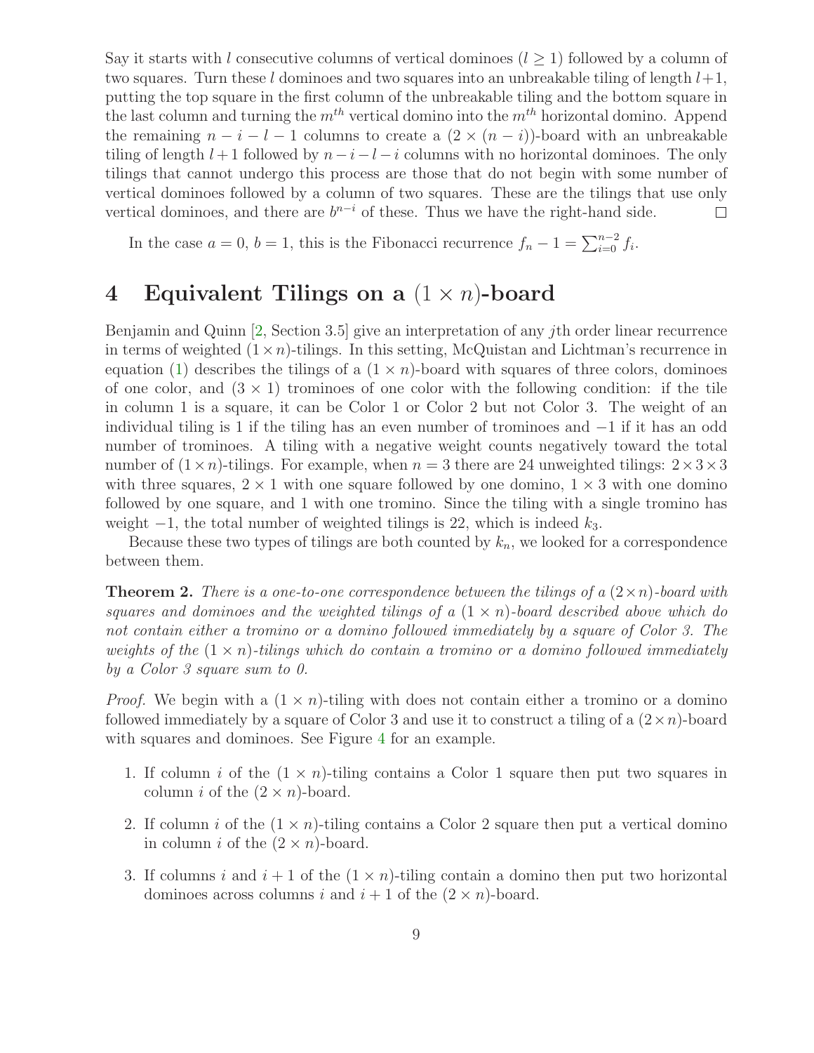Say it starts with $l$ consecutive columns of vertical dominoes ($l \geq 1$) followed by a column of two squares. Turn these $l$ dominoes and two squares into an unbreakable tiling of length $l+1$, putting the top square in the first column of the unbreakable tiling and the bottom square in the last column and turning the $m^{th}$ vertical domino into the $m^{th}$ horizontal domino. Append the remaining $n-i-l-1$ columns to create a $(2 \times (n-i))$-board with an unbreakable tiling of length $l+1$ followed by $n-i-l-i$ columns with no horizontal dominoes. The only tilings that cannot undergo this process are those that do not begin with some number of vertical dominoes followed by a column of two squares. These are the tilings that use only vertical dominoes, and there are $b^{n-i}$ of these. Thus we have the right-hand side. □

In the case $a=0$, $b=1$, this is the Fibonacci recurrence $f_n - 1 = \sum_{i=0}^{n-2} f_i$.

## 4 Equivalent Tilings on a $(1 \times n)$-board

Benjamin and Quinn [2, Section 3.5] give an interpretation of any $j$th order linear recurrence in terms of weighted $(1 \times n)$-tilings. In this setting, McQuistan and Lichtman's recurrence in equation (1) describes the tilings of a $(1 \times n)$-board with squares of three colors, dominoes of one color, and $(3 \times 1)$ trominoes of one color with the following condition: if the tile in column 1 is a square, it can be Color 1 or Color 2 but not Color 3. The weight of an individual tiling is 1 if the tiling has an even number of trominoes and $-1$ if it has an odd number of trominoes. A tiling with a negative weight counts negatively toward the total number of $(1 \times n)$-tilings. For example, when $n = 3$ there are 24 unweighted tilings: $2 \times 3 \times 3$ with three squares, $2 \times 1$ with one square followed by one domino, $1 \times 3$ with one domino followed by one square, and 1 with one tromino. Since the tiling with a single tromino has weight $-1$, the total number of weighted tilings is 22, which is indeed $k_3$.

Because these two types of tilings are both counted by $k_n$, we looked for a correspondence between them.

**Theorem 2.** *There is a one-to-one correspondence between the tilings of a $(2 \times n)$-board with squares and dominoes and the weighted tilings of a $(1 \times n)$-board described above which do not contain either a tromino or a domino followed immediately by a square of Color 3. The weights of the $(1 \times n)$-tilings which do contain a tromino or a domino followed immediately by a Color 3 square sum to 0.*

*Proof.* We begin with a $(1 \times n)$-tiling with does not contain either a tromino or a domino followed immediately by a square of Color 3 and use it to construct a tiling of a $(2 \times n)$-board with squares and dominoes. See Figure 4 for an example.

1. If column $i$ of the $(1 \times n)$-tiling contains a Color 1 square then put two squares in column $i$ of the $(2 \times n)$-board.
2. If column $i$ of the $(1 \times n)$-tiling contains a Color 2 square then put a vertical domino in column $i$ of the $(2 \times n)$-board.
3. If columns $i$ and $i+1$ of the $(1 \times n)$-tiling contain a domino then put two horizontal dominoes across columns $i$ and $i+1$ of the $(2 \times n)$-board.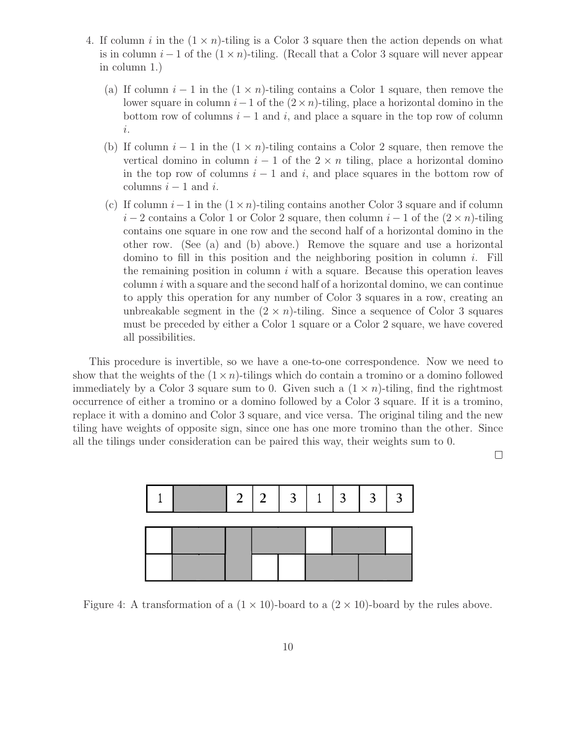4. If column $i$ in the $(1 \times n)$-tiling is a Color 3 square then the action depends on what is in column $i-1$ of the $(1 \times n)$-tiling. (Recall that a Color 3 square will never appear in column 1.)

   (a) If column $i-1$ in the $(1 \times n)$-tiling contains a Color 1 square, then remove the lower square in column $i-1$ of the $(2 \times n)$-tiling, place a horizontal domino in the bottom row of columns $i-1$ and $i$, and place a square in the top row of column $i$.

   (b) If column $i-1$ in the $(1 \times n)$-tiling contains a Color 2 square, then remove the vertical domino in column $i-1$ of the $2 \times n$ tiling, place a horizontal domino in the top row of columns $i-1$ and $i$, and place squares in the bottom row of columns $i-1$ and $i$.

   (c) If column $i-1$ in the $(1 \times n)$-tiling contains another Color 3 square and if column $i-2$ contains a Color 1 or Color 2 square, then column $i-1$ of the $(2 \times n)$-tiling contains one square in one row and the second half of a horizontal domino in the other row. (See (a) and (b) above.) Remove the square and use a horizontal domino to fill in this position and the neighboring position in column $i$. Fill the remaining position in column $i$ with a square. Because this operation leaves column $i$ with a square and the second half of a horizontal domino, we can continue to apply this operation for any number of Color 3 squares in a row, creating an unbreakable segment in the $(2 \times n)$-tiling. Since a sequence of Color 3 squares must be preceded by either a Color 1 square or a Color 2 square, we have covered all possibilities.

This procedure is invertible, so we have a one-to-one correspondence. Now we need to show that the weights of the $(1 \times n)$-tilings which do contain a tromino or a domino followed immediately by a Color 3 square sum to 0. Given such a $(1 \times n)$-tiling, find the rightmost occurrence of either a tromino or a domino followed by a Color 3 square. If it is a tromino, replace it with a domino and Color 3 square, and vice versa. The original tiling and the new tiling have weights of opposite sign, since one has one more tromino than the other. Since all the tilings under consideration can be paired this way, their weights sum to 0.

□

| 1 | | 2 | 2 | 3 | 1 | 3 | 3 | 3 |
|---|---|---|---|---|---|---|---|---|

Figure 4: A transformation of a $(1 \times 10)$-board to a $(2 \times 10)$-board by the rules above.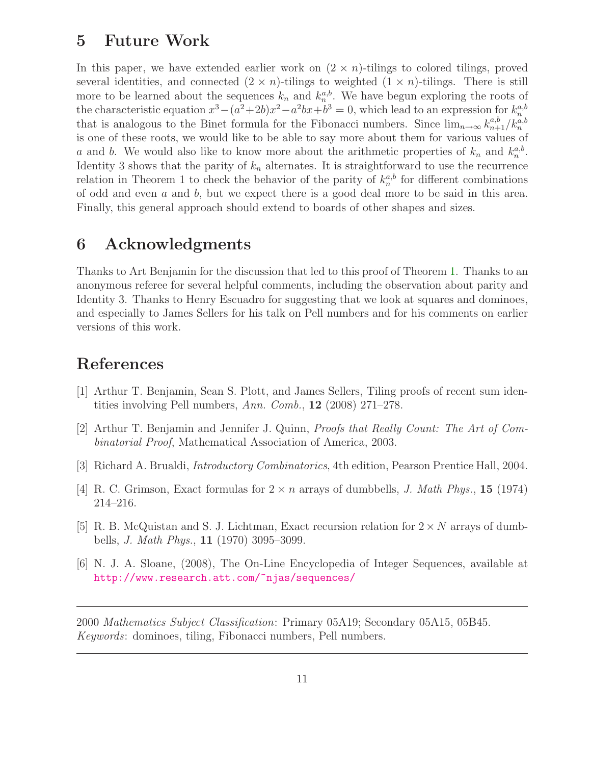## 5 Future Work

In this paper, we have extended earlier work on $(2 \times n)$-tilings to colored tilings, proved several identities, and connected $(2 \times n)$-tilings to weighted $(1 \times n)$-tilings. There is still more to be learned about the sequences $k_n$ and $k_n^{a,b}$. We have begun exploring the roots of the characteristic equation $x^3 - (a^2 + 2b)x^2 - a^2bx + b^3 = 0$, which lead to an expression for $k_n^{a,b}$ that is analogous to the Binet formula for the Fibonacci numbers. Since $\lim_{n\to\infty} k_{n+1}^{a,b}/k_n^{a,b}$ is one of these roots, we would like to be able to say more about them for various values of $a$ and $b$. We would also like to know more about the arithmetic properties of $k_n$ and $k_n^{a,b}$. Identity 3 shows that the parity of $k_n$ alternates. It is straightforward to use the recurrence relation in Theorem 1 to check the behavior of the parity of $k_n^{a,b}$ for different combinations of odd and even $a$ and $b$, but we expect there is a good deal more to be said in this area. Finally, this general approach should extend to boards of other shapes and sizes.

## 6 Acknowledgments

Thanks to Art Benjamin for the discussion that led to this proof of Theorem 1. Thanks to an anonymous referee for several helpful comments, including the observation about parity and Identity 3. Thanks to Henry Escuadro for suggesting that we look at squares and dominoes, and especially to James Sellers for his talk on Pell numbers and for his comments on earlier versions of this work.

## References

[1] Arthur T. Benjamin, Sean S. Plott, and James Sellers, Tiling proofs of recent sum identities involving Pell numbers, *Ann. Comb.*, **12** (2008) 271–278.

[2] Arthur T. Benjamin and Jennifer J. Quinn, *Proofs that Really Count: The Art of Combinatorial Proof*, Mathematical Association of America, 2003.

[3] Richard A. Brualdi, *Introductory Combinatorics*, 4th edition, Pearson Prentice Hall, 2004.

[4] R. C. Grimson, Exact formulas for $2 \times n$ arrays of dumbbells, *J. Math Phys.*, **15** (1974) 214–216.

[5] R. B. McQuistan and S. J. Lichtman, Exact recursion relation for $2 \times N$ arrays of dumbbells, *J. Math Phys.*, **11** (1970) 3095–3099.

[6] N. J. A. Sloane, (2008), The On-Line Encyclopedia of Integer Sequences, available at http://www.research.att.com/~njas/sequences/

---

2000 *Mathematics Subject Classification*: Primary 05A19; Secondary 05A15, 05B45.
*Keywords*: dominoes, tiling, Fibonacci numbers, Pell numbers.

---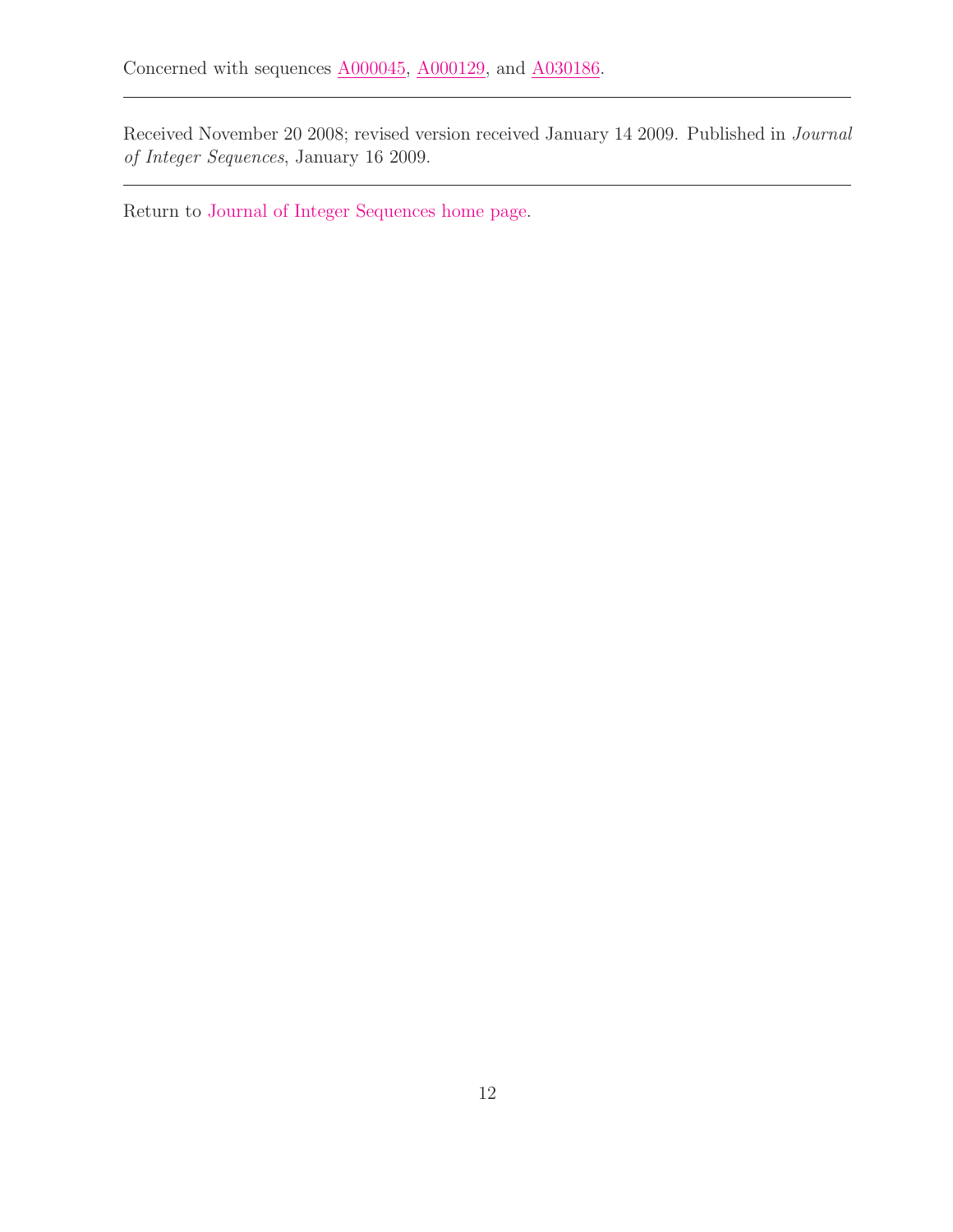Concerned with sequences A000045, A000129, and A030186.

---

Received November 20 2008; revised version received January 14 2009. Published in *Journal of Integer Sequences*, January 16 2009.

---

Return to Journal of Integer Sequences home page.